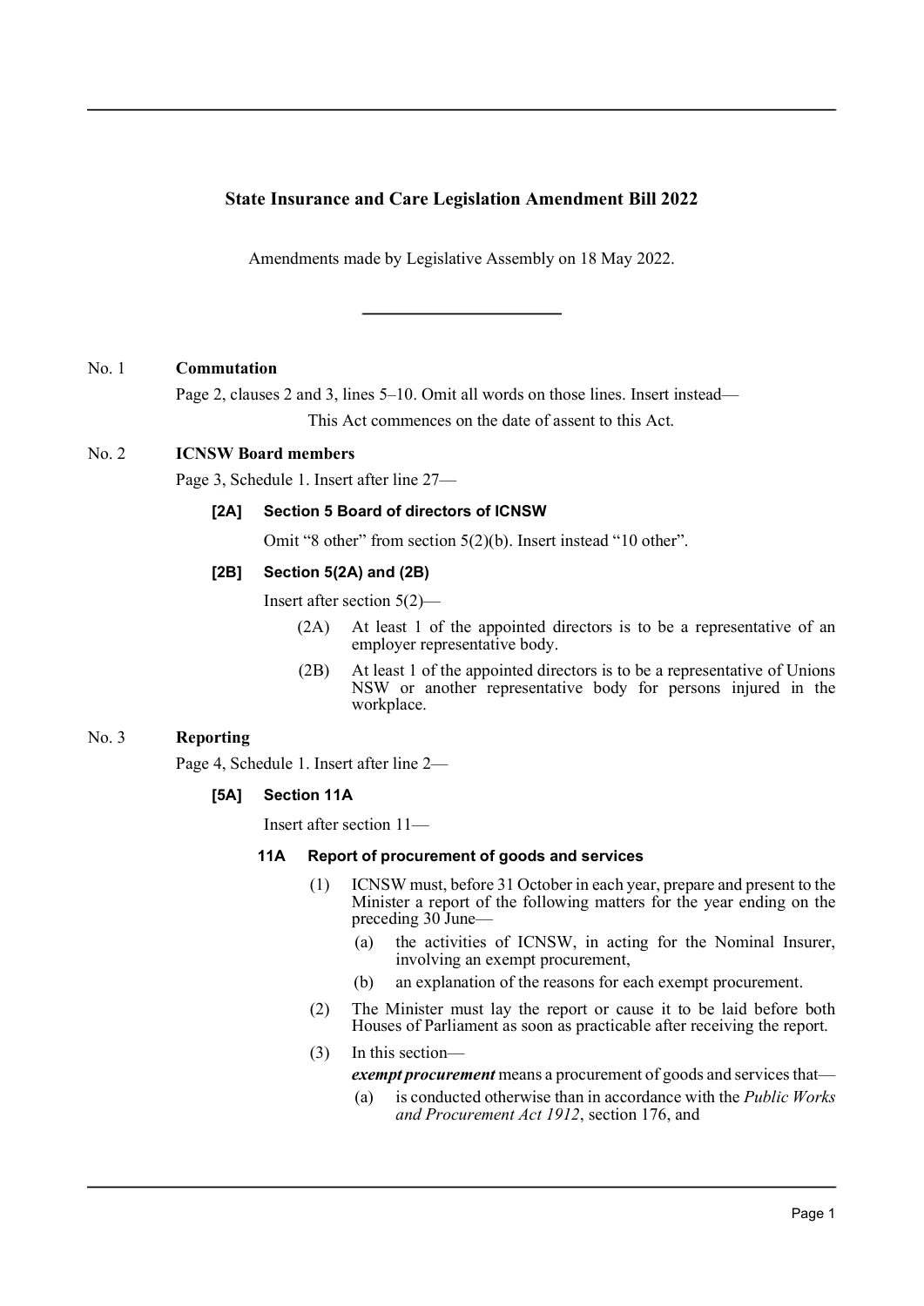# State Insurance and Care Legislation Amendment Bill 2022

Amendments made by Legislative Assembly on 18 May 2022.

---

No. 1 **Commutation**

Page 2, clauses 2 and 3, lines 5–10. Omit all words on those lines. Insert instead—

This Act commences on the date of assent to this Act.

No. 2 **ICNSW Board members**

Page 3, Schedule 1. Insert after line 27—

**[2A] Section 5 Board of directors of ICNSW**

Omit "8 other" from section 5(2)(b). Insert instead "10 other".

**[2B] Section 5(2A) and (2B)**

Insert after section 5(2)—

(2A) At least 1 of the appointed directors is to be a representative of an employer representative body.

(2B) At least 1 of the appointed directors is to be a representative of Unions NSW or another representative body for persons injured in the workplace.

No. 3 **Reporting**

Page 4, Schedule 1. Insert after line 2—

**[5A] Section 11A**

Insert after section 11—

**11A Report of procurement of goods and services**

(1) ICNSW must, before 31 October in each year, prepare and present to the Minister a report of the following matters for the year ending on the preceding 30 June—

(a) the activities of ICNSW, in acting for the Nominal Insurer, involving an exempt procurement,

(b) an explanation of the reasons for each exempt procurement.

(2) The Minister must lay the report or cause it to be laid before both Houses of Parliament as soon as practicable after receiving the report.

(3) In this section—

***exempt procurement*** means a procurement of goods and services that—

(a) is conducted otherwise than in accordance with the *Public Works and Procurement Act 1912*, section 176, and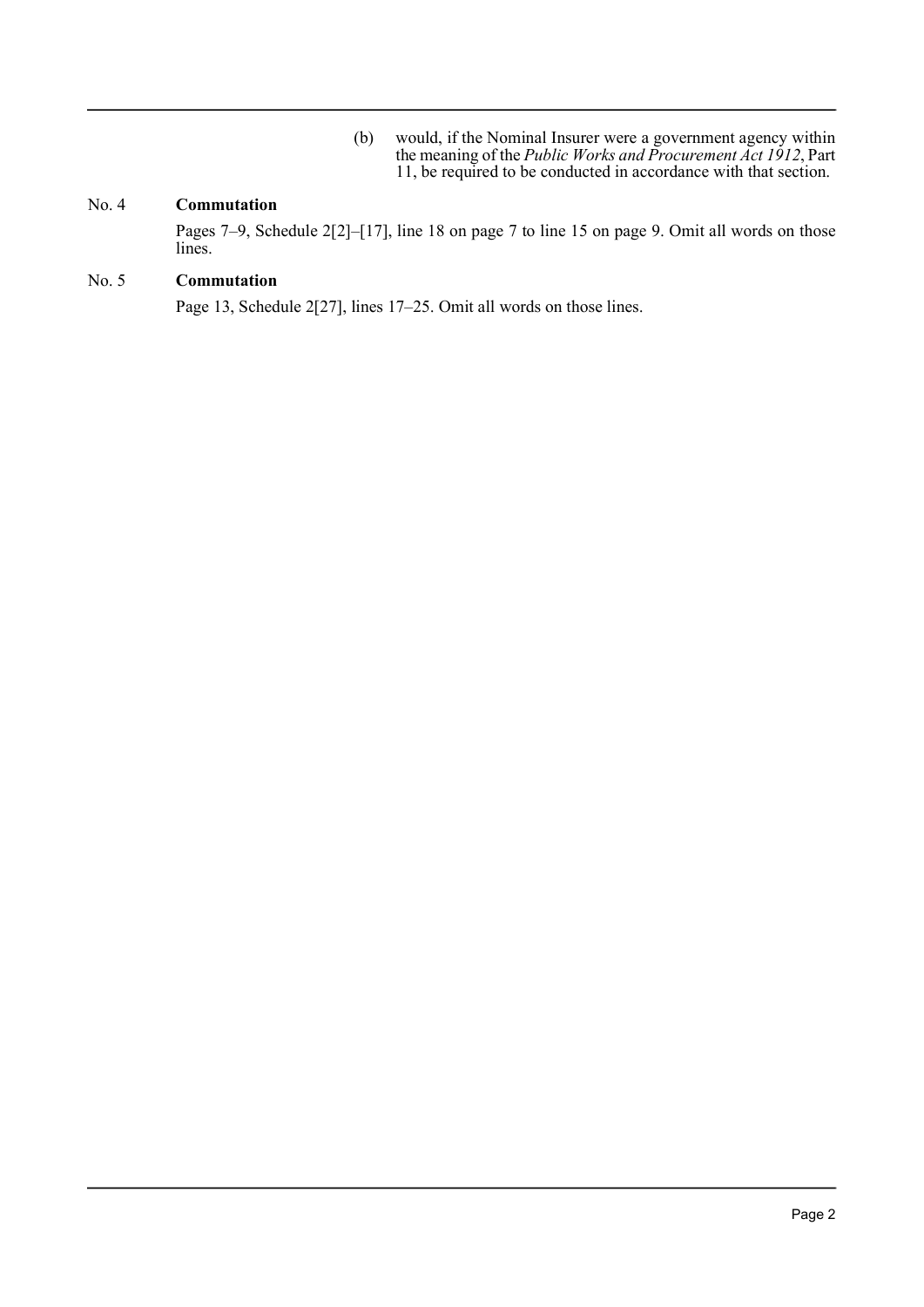(b) would, if the Nominal Insurer were a government agency within the meaning of the *Public Works and Procurement Act 1912*, Part 11, be required to be conducted in accordance with that section.

No. 4 **Commutation**

Pages 7–9, Schedule 2[2]–[17], line 18 on page 7 to line 15 on page 9. Omit all words on those lines.

No. 5 **Commutation**

Page 13, Schedule 2[27], lines 17–25. Omit all words on those lines.